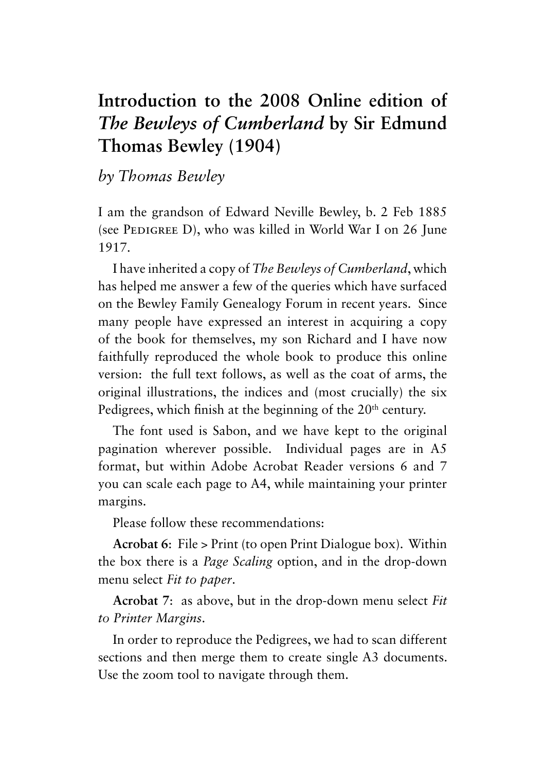# Introduction to the 2008 Online edition of *The Bewleys of Cumberland* by Sir Edmund Thomas Bewley (1904)

*by Thomas Bewley*

I am the grandson of Edward Neville Bewley, b. 2 Feb 1885 (see Pedigree D), who was killed in World War I on 26 June 1917.

I have inherited a copy of *The Bewleys of Cumberland*, which has helped me answer a few of the queries which have surfaced on the Bewley Family Genealogy Forum in recent years. Since many people have expressed an interest in acquiring a copy of the book for themselves, my son Richard and I have now faithfully reproduced the whole book to produce this online version: the full text follows, as well as the coat of arms, the original illustrations, the indices and (most crucially) the six Pedigrees, which finish at the beginning of the 20th century.

The font used is Sabon, and we have kept to the original pagination wherever possible. Individual pages are in A5 format, but within Adobe Acrobat Reader versions 6 and 7 you can scale each page to A4, while maintaining your printer margins.

Please follow these recommendations:

**Acrobat 6**: File > Print (to open Print Dialogue box). Within the box there is a *Page Scaling* option, and in the drop-down menu select *Fit to paper*.

**Acrobat 7**: as above, but in the drop-down menu select *Fit to Printer Margins*.

In order to reproduce the Pedigrees, we had to scan different sections and then merge them to create single A3 documents. Use the zoom tool to navigate through them.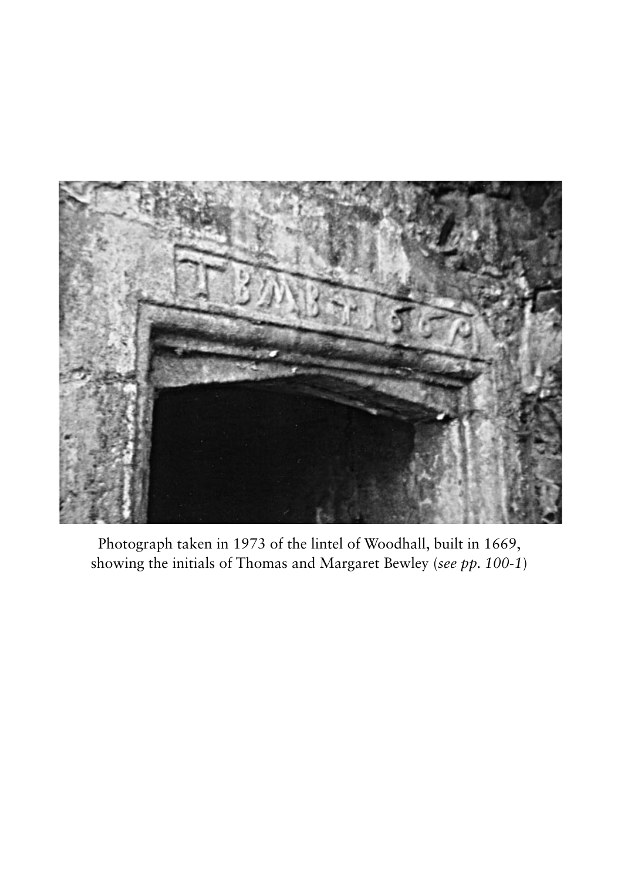Photograph taken in 1973 of the lintel of Woodhall, built in 1669, showing the initials of Thomas and Margaret Bewley (*see pp. 100-1*)